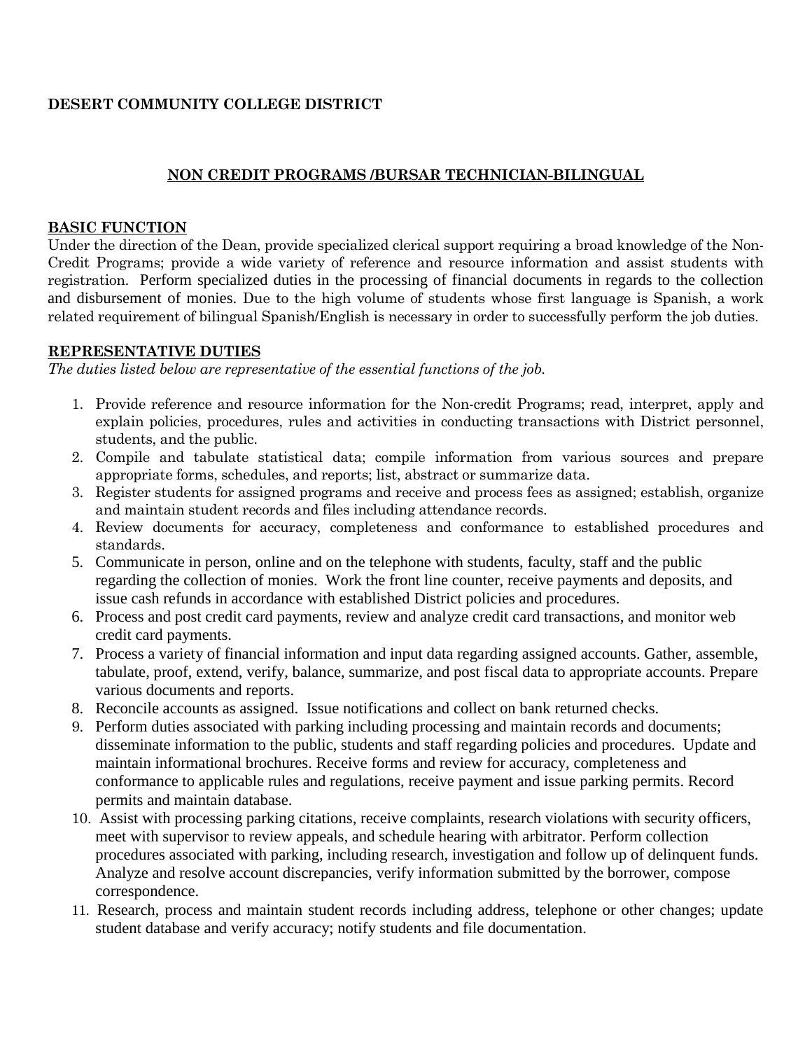**DESERT COMMUNITY COLLEGE DISTRICT**

## NON CREDIT PROGRAMS /BURSAR TECHNICIAN-BILINGUAL

### BASIC FUNCTION

Under the direction of the Dean, provide specialized clerical support requiring a broad knowledge of the Non-Credit Programs; provide a wide variety of reference and resource information and assist students with registration. Perform specialized duties in the processing of financial documents in regards to the collection and disbursement of monies. Due to the high volume of students whose first language is Spanish, a work related requirement of bilingual Spanish/English is necessary in order to successfully perform the job duties.

### REPRESENTATIVE DUTIES

*The duties listed below are representative of the essential functions of the job.*

1. Provide reference and resource information for the Non-credit Programs; read, interpret, apply and explain policies, procedures, rules and activities in conducting transactions with District personnel, students, and the public.
2. Compile and tabulate statistical data; compile information from various sources and prepare appropriate forms, schedules, and reports; list, abstract or summarize data.
3. Register students for assigned programs and receive and process fees as assigned; establish, organize and maintain student records and files including attendance records.
4. Review documents for accuracy, completeness and conformance to established procedures and standards.
5. Communicate in person, online and on the telephone with students, faculty, staff and the public regarding the collection of monies. Work the front line counter, receive payments and deposits, and issue cash refunds in accordance with established District policies and procedures.
6. Process and post credit card payments, review and analyze credit card transactions, and monitor web credit card payments.
7. Process a variety of financial information and input data regarding assigned accounts. Gather, assemble, tabulate, proof, extend, verify, balance, summarize, and post fiscal data to appropriate accounts. Prepare various documents and reports.
8. Reconcile accounts as assigned. Issue notifications and collect on bank returned checks.
9. Perform duties associated with parking including processing and maintain records and documents; disseminate information to the public, students and staff regarding policies and procedures. Update and maintain informational brochures. Receive forms and review for accuracy, completeness and conformance to applicable rules and regulations, receive payment and issue parking permits. Record permits and maintain database.
10. Assist with processing parking citations, receive complaints, research violations with security officers, meet with supervisor to review appeals, and schedule hearing with arbitrator. Perform collection procedures associated with parking, including research, investigation and follow up of delinquent funds. Analyze and resolve account discrepancies, verify information submitted by the borrower, compose correspondence.
11. Research, process and maintain student records including address, telephone or other changes; update student database and verify accuracy; notify students and file documentation.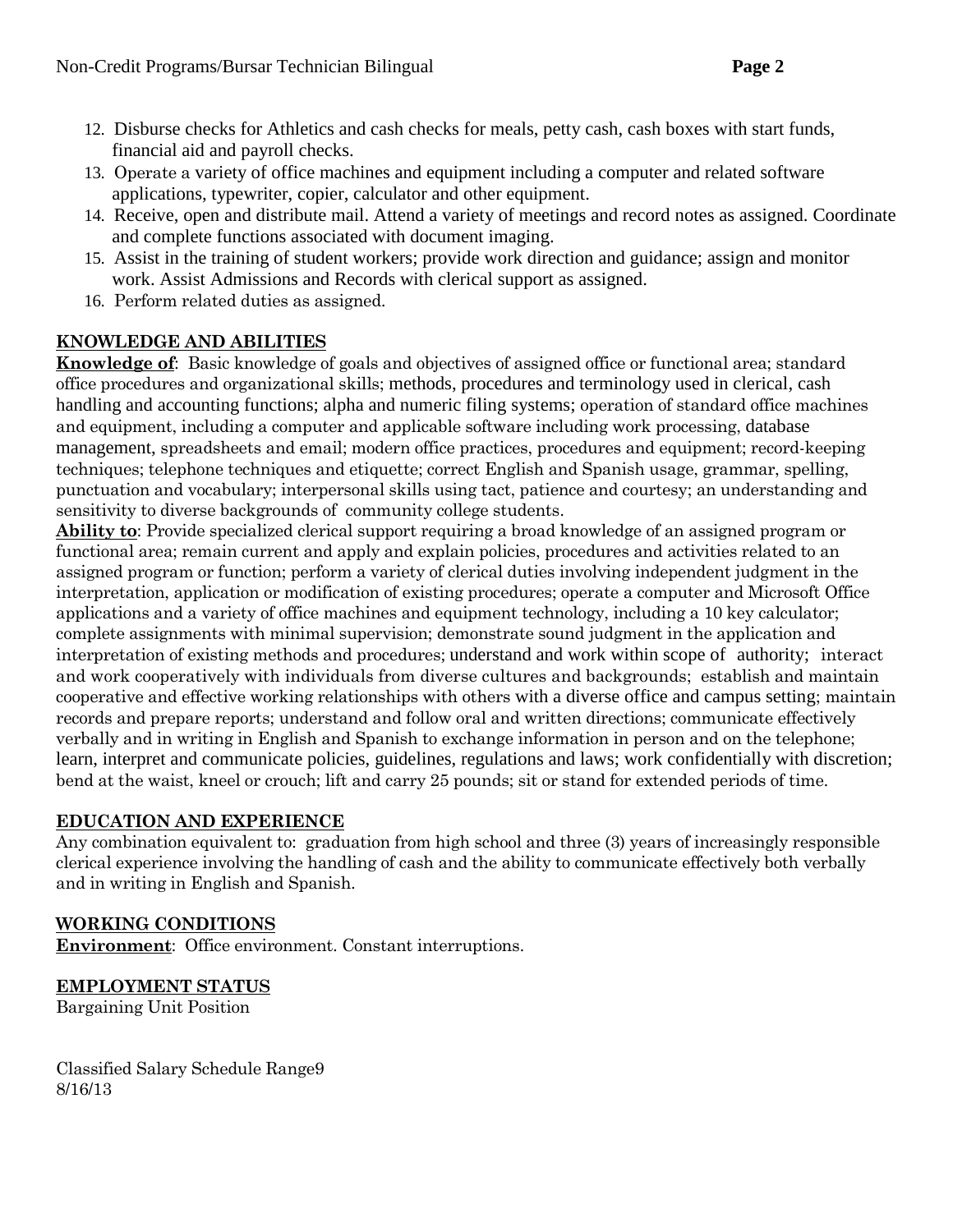12. Disburse checks for Athletics and cash checks for meals, petty cash, cash boxes with start funds, financial aid and payroll checks.
13. Operate a variety of office machines and equipment including a computer and related software applications, typewriter, copier, calculator and other equipment.
14. Receive, open and distribute mail. Attend a variety of meetings and record notes as assigned. Coordinate and complete functions associated with document imaging.
15. Assist in the training of student workers; provide work direction and guidance; assign and monitor work. Assist Admissions and Records with clerical support as assigned.
16. Perform related duties as assigned.

## KNOWLEDGE AND ABILITIES

**Knowledge of**: Basic knowledge of goals and objectives of assigned office or functional area; standard office procedures and organizational skills; methods, procedures and terminology used in clerical, cash handling and accounting functions; alpha and numeric filing systems; operation of standard office machines and equipment, including a computer and applicable software including work processing, database management, spreadsheets and email; modern office practices, procedures and equipment; record-keeping techniques; telephone techniques and etiquette; correct English and Spanish usage, grammar, spelling, punctuation and vocabulary; interpersonal skills using tact, patience and courtesy; an understanding and sensitivity to diverse backgrounds of community college students.

**Ability to**: Provide specialized clerical support requiring a broad knowledge of an assigned program or functional area; remain current and apply and explain policies, procedures and activities related to an assigned program or function; perform a variety of clerical duties involving independent judgment in the interpretation, application or modification of existing procedures; operate a computer and Microsoft Office applications and a variety of office machines and equipment technology, including a 10 key calculator; complete assignments with minimal supervision; demonstrate sound judgment in the application and interpretation of existing methods and procedures; understand and work within scope of authority; interact and work cooperatively with individuals from diverse cultures and backgrounds; establish and maintain cooperative and effective working relationships with others with a diverse office and campus setting; maintain records and prepare reports; understand and follow oral and written directions; communicate effectively verbally and in writing in English and Spanish to exchange information in person and on the telephone; learn, interpret and communicate policies, guidelines, regulations and laws; work confidentially with discretion; bend at the waist, kneel or crouch; lift and carry 25 pounds; sit or stand for extended periods of time.

## EDUCATION AND EXPERIENCE

Any combination equivalent to: graduation from high school and three (3) years of increasingly responsible clerical experience involving the handling of cash and the ability to communicate effectively both verbally and in writing in English and Spanish.

## WORKING CONDITIONS

**Environment**: Office environment. Constant interruptions.

## EMPLOYMENT STATUS

Bargaining Unit Position

Classified Salary Schedule Range9
8/16/13